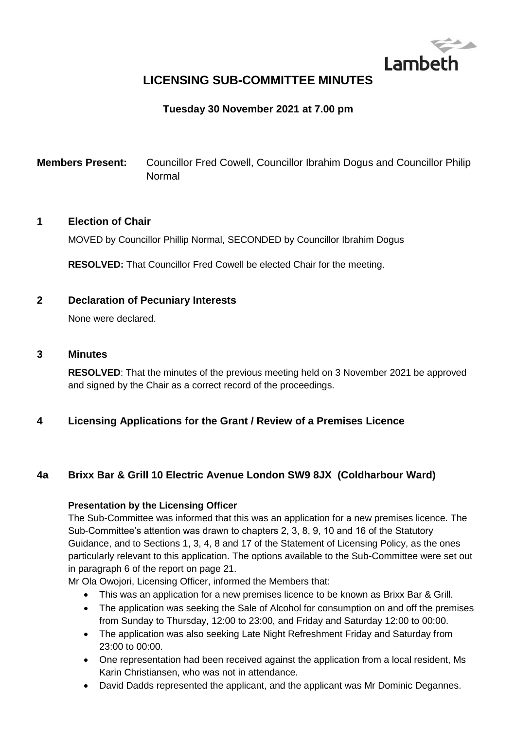Lambeth

# LICENSING SUB-COMMITTEE MINUTES

**Tuesday 30 November 2021 at 7.00 pm**

**Members Present:** Councillor Fred Cowell, Councillor Ibrahim Dogus and Councillor Philip Normal

## 1 Election of Chair

MOVED by Councillor Phillip Normal, SECONDED by Councillor Ibrahim Dogus

**RESOLVED:** That Councillor Fred Cowell be elected Chair for the meeting.

## 2 Declaration of Pecuniary Interests

None were declared.

## 3 Minutes

**RESOLVED**: That the minutes of the previous meeting held on 3 November 2021 be approved and signed by the Chair as a correct record of the proceedings.

## 4 Licensing Applications for the Grant / Review of a Premises Licence

## 4a Brixx Bar & Grill 10 Electric Avenue London SW9 8JX (Coldharbour Ward)

**Presentation by the Licensing Officer**

The Sub-Committee was informed that this was an application for a new premises licence. The Sub-Committee's attention was drawn to chapters 2, 3, 8, 9, 10 and 16 of the Statutory Guidance, and to Sections 1, 3, 4, 8 and 17 of the Statement of Licensing Policy, as the ones particularly relevant to this application. The options available to the Sub-Committee were set out in paragraph 6 of the report on page 21.

Mr Ola Owojori, Licensing Officer, informed the Members that:

- This was an application for a new premises licence to be known as Brixx Bar & Grill.
- The application was seeking the Sale of Alcohol for consumption on and off the premises from Sunday to Thursday, 12:00 to 23:00, and Friday and Saturday 12:00 to 00:00.
- The application was also seeking Late Night Refreshment Friday and Saturday from 23:00 to 00:00.
- One representation had been received against the application from a local resident, Ms Karin Christiansen, who was not in attendance.
- David Dadds represented the applicant, and the applicant was Mr Dominic Degannes.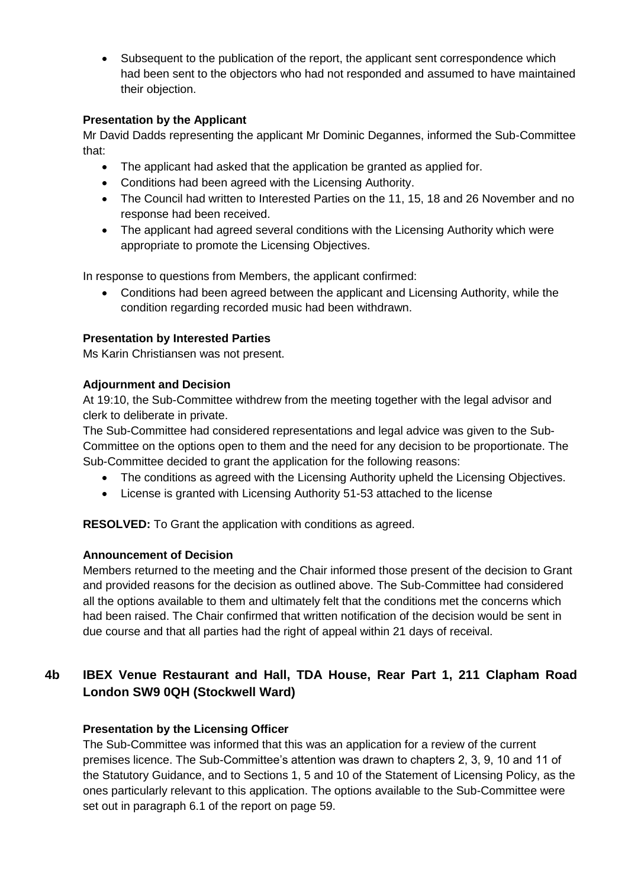- Subsequent to the publication of the report, the applicant sent correspondence which had been sent to the objectors who had not responded and assumed to have maintained their objection.

**Presentation by the Applicant**

Mr David Dadds representing the applicant Mr Dominic Degannes, informed the Sub-Committee that:

- The applicant had asked that the application be granted as applied for.
- Conditions had been agreed with the Licensing Authority.
- The Council had written to Interested Parties on the 11, 15, 18 and 26 November and no response had been received.
- The applicant had agreed several conditions with the Licensing Authority which were appropriate to promote the Licensing Objectives.

In response to questions from Members, the applicant confirmed:

- Conditions had been agreed between the applicant and Licensing Authority, while the condition regarding recorded music had been withdrawn.

**Presentation by Interested Parties**

Ms Karin Christiansen was not present.

**Adjournment and Decision**

At 19:10, the Sub-Committee withdrew from the meeting together with the legal advisor and clerk to deliberate in private.

The Sub-Committee had considered representations and legal advice was given to the Sub-Committee on the options open to them and the need for any decision to be proportionate. The Sub-Committee decided to grant the application for the following reasons:

- The conditions as agreed with the Licensing Authority upheld the Licensing Objectives.
- License is granted with Licensing Authority 51-53 attached to the license

**RESOLVED:** To Grant the application with conditions as agreed.

**Announcement of Decision**

Members returned to the meeting and the Chair informed those present of the decision to Grant and provided reasons for the decision as outlined above. The Sub-Committee had considered all the options available to them and ultimately felt that the conditions met the concerns which had been raised. The Chair confirmed that written notification of the decision would be sent in due course and that all parties had the right of appeal within 21 days of receival.

## 4b IBEX Venue Restaurant and Hall, TDA House, Rear Part 1, 211 Clapham Road London SW9 0QH (Stockwell Ward)

**Presentation by the Licensing Officer**

The Sub-Committee was informed that this was an application for a review of the current premises licence. The Sub-Committee's attention was drawn to chapters 2, 3, 9, 10 and 11 of the Statutory Guidance, and to Sections 1, 5 and 10 of the Statement of Licensing Policy, as the ones particularly relevant to this application. The options available to the Sub-Committee were set out in paragraph 6.1 of the report on page 59.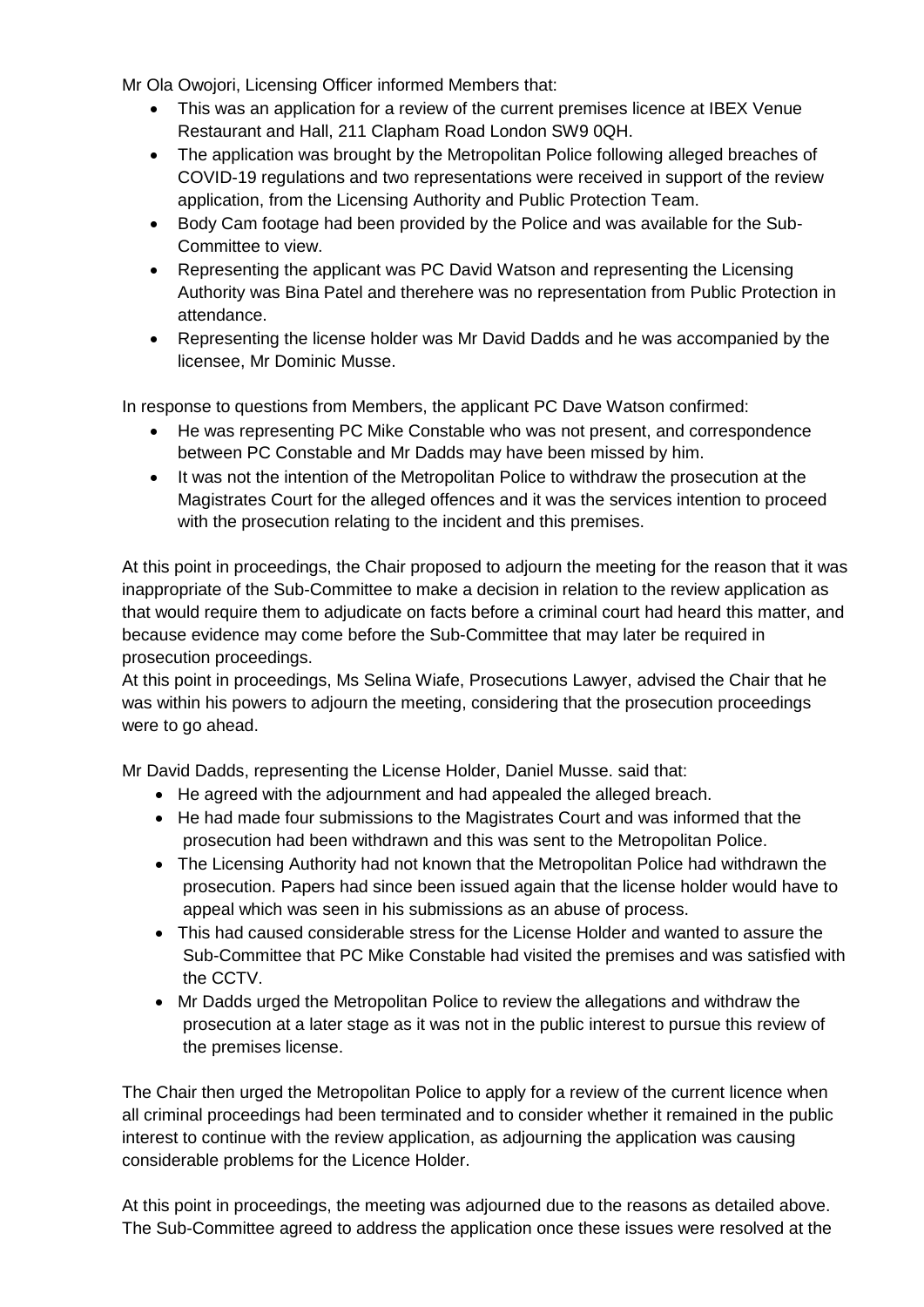Mr Ola Owojori, Licensing Officer informed Members that:

- This was an application for a review of the current premises licence at IBEX Venue Restaurant and Hall, 211 Clapham Road London SW9 0QH.
- The application was brought by the Metropolitan Police following alleged breaches of COVID-19 regulations and two representations were received in support of the review application, from the Licensing Authority and Public Protection Team.
- Body Cam footage had been provided by the Police and was available for the Sub-Committee to view.
- Representing the applicant was PC David Watson and representing the Licensing Authority was Bina Patel and therehere was no representation from Public Protection in attendance.
- Representing the license holder was Mr David Dadds and he was accompanied by the licensee, Mr Dominic Musse.

In response to questions from Members, the applicant PC Dave Watson confirmed:

- He was representing PC Mike Constable who was not present, and correspondence between PC Constable and Mr Dadds may have been missed by him.
- It was not the intention of the Metropolitan Police to withdraw the prosecution at the Magistrates Court for the alleged offences and it was the services intention to proceed with the prosecution relating to the incident and this premises.

At this point in proceedings, the Chair proposed to adjourn the meeting for the reason that it was inappropriate of the Sub-Committee to make a decision in relation to the review application as that would require them to adjudicate on facts before a criminal court had heard this matter, and because evidence may come before the Sub-Committee that may later be required in prosecution proceedings.
At this point in proceedings, Ms Selina Wiafe, Prosecutions Lawyer, advised the Chair that he was within his powers to adjourn the meeting, considering that the prosecution proceedings were to go ahead.

Mr David Dadds, representing the License Holder, Daniel Musse. said that:

- He agreed with the adjournment and had appealed the alleged breach.
- He had made four submissions to the Magistrates Court and was informed that the prosecution had been withdrawn and this was sent to the Metropolitan Police.
- The Licensing Authority had not known that the Metropolitan Police had withdrawn the prosecution. Papers had since been issued again that the license holder would have to appeal which was seen in his submissions as an abuse of process.
- This had caused considerable stress for the License Holder and wanted to assure the Sub-Committee that PC Mike Constable had visited the premises and was satisfied with the CCTV.
- Mr Dadds urged the Metropolitan Police to review the allegations and withdraw the prosecution at a later stage as it was not in the public interest to pursue this review of the premises license.

The Chair then urged the Metropolitan Police to apply for a review of the current licence when all criminal proceedings had been terminated and to consider whether it remained in the public interest to continue with the review application, as adjourning the application was causing considerable problems for the Licence Holder.

At this point in proceedings, the meeting was adjourned due to the reasons as detailed above. The Sub-Committee agreed to address the application once these issues were resolved at the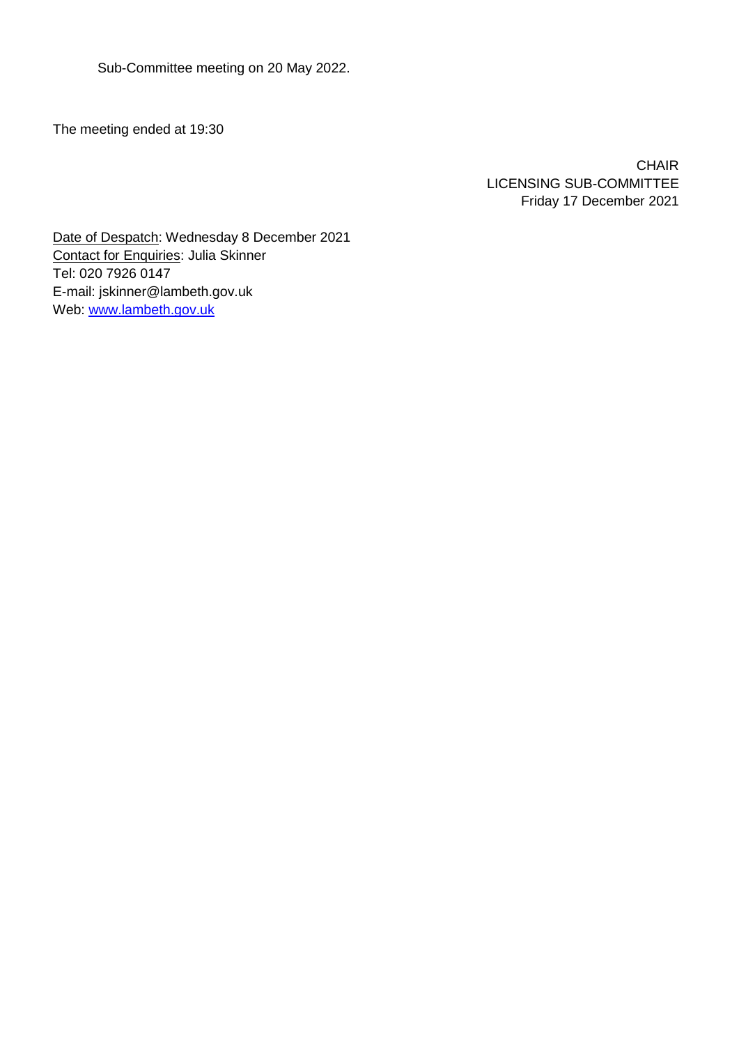Sub-Committee meeting on 20 May 2022.

The meeting ended at 19:30

CHAIR
LICENSING SUB-COMMITTEE
Friday 17 December 2021

Date of Despatch: Wednesday 8 December 2021
Contact for Enquiries: Julia Skinner
Tel: 020 7926 0147
E-mail: jskinner@lambeth.gov.uk
Web: [www.lambeth.gov.uk](http://www.lambeth.gov.uk)